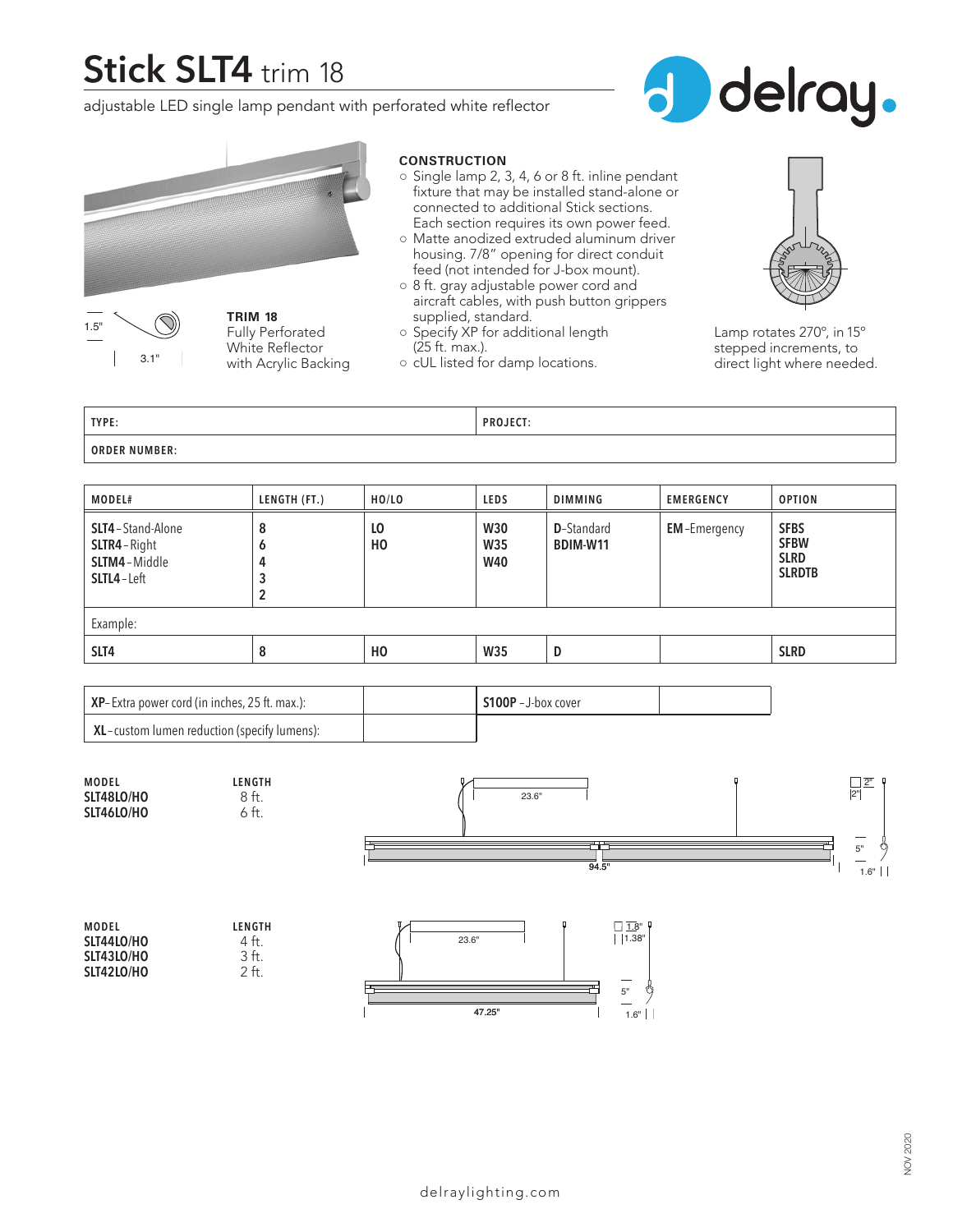# Stick SLT4 trim 18

adjustable LED single lamp pendant with perforated white reflector

delray.

1.5"

3.1"

**TRIM 18**
Fully Perforated
White Reflector
with Acrylic Backing

**CONSTRUCTION**

- Single lamp 2, 3, 4, 6 or 8 ft. inline pendant fixture that may be installed stand-alone or connected to additional Stick sections. Each section requires its own power feed.
- Matte anodized extruded aluminum driver housing. 7/8" opening for direct conduit feed (not intended for J-box mount).
- 8 ft. gray adjustable power cord and aircraft cables, with push button grippers supplied, standard.
- Specify XP for additional length (25 ft. max.).
- cUL listed for damp locations.

Lamp rotates 270°, in 15° stepped increments, to direct light where needed.

| TYPE: | PROJECT: |
|---|---|
| ORDER NUMBER: | |

| MODEL# | LENGTH (FT.) | HO/LO | LEDS | DIMMING | EMERGENCY | OPTION |
|---|---|---|---|---|---|---|
| **SLT4** - Stand-Alone<br>**SLTR4** - Right<br>**SLTM4** - Middle<br>**SLTL4** - Left | **8**<br>**6**<br>**4**<br>**3**<br>**2** | **LO**<br>**HO** | **W30**<br>**W35**<br>**W40** | **D**-Standard<br>**BDIM-W11** | **EM** -Emergency | **SFBS**<br>**SFBW**<br>**SLRD**<br>**SLRDTB** |
| Example: | | | | | | |
| **SLT4** | **8** | **HO** | **W35** | **D** | | **SLRD** |

| | | | |
|---|---|---|---|
| **XP**- Extra power cord (in inches, 25 ft. max.): | | **S100P** - J-box cover | |
| **XL** - custom lumen reduction (specify lumens): | | | |

| MODEL | LENGTH |
|---|---|
| **SLT48LO/HO** | 8 ft. |
| **SLT46LO/HO** | 6 ft. |

23.6" 94.5" 2" 2" 5" 1.6"

| MODEL | LENGTH |
|---|---|
| **SLT44LO/HO** | 4 ft. |
| **SLT43LO/HO** | 3 ft. |
| **SLT42LO/HO** | 2 ft. |

23.6" 47.25" 1.8" 1.38" 5" 1.6"

NOV 2020

delraylighting.com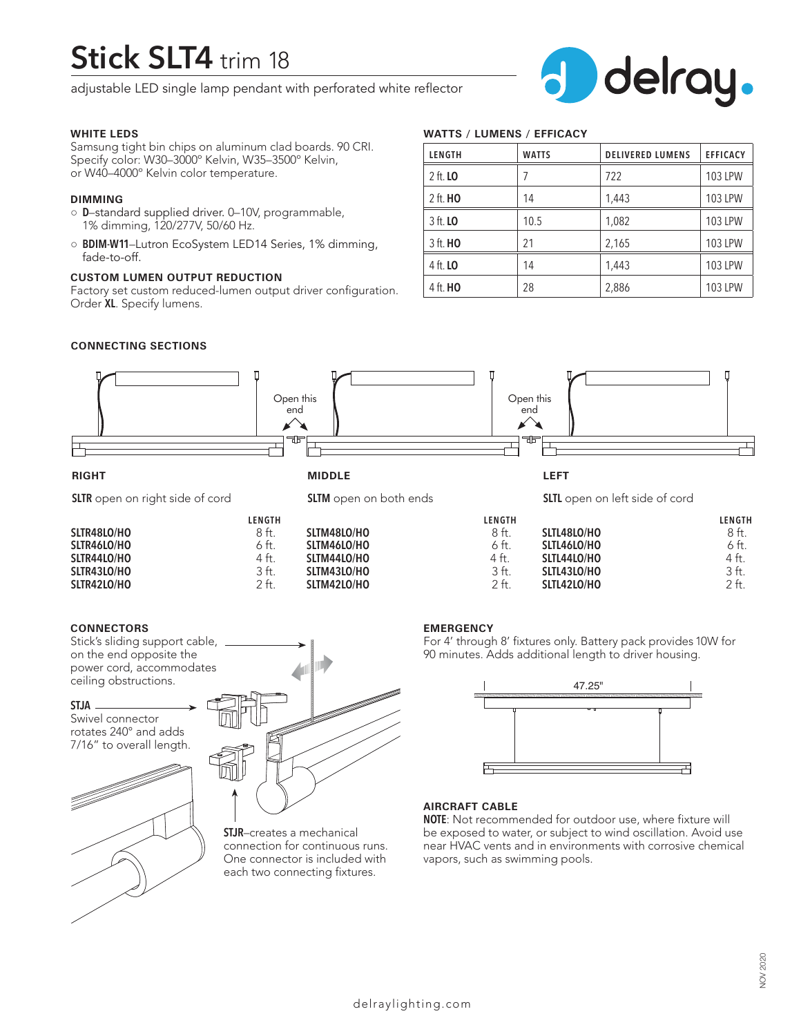# Stick SLT4 trim 18

adjustable LED single lamp pendant with perforated white reflector

delray.

### WHITE LEDS

Samsung tight bin chips on aluminum clad boards. 90 CRI. Specify color: W30–3000° Kelvin, W35–3500° Kelvin, or W40–4000° Kelvin color temperature.

### DIMMING

- **D**–standard supplied driver. 0–10V, programmable, 1% dimming, 120/277V, 50/60 Hz.
- **BDIM-W11**–Lutron EcoSystem LED14 Series, 1% dimming, fade-to-off.

### CUSTOM LUMEN OUTPUT REDUCTION

Factory set custom reduced-lumen output driver configuration. Order **XL**. Specify lumens.

### WATTS / LUMENS / EFFICACY

| LENGTH | WATTS | DELIVERED LUMENS | EFFICACY |
|---|---|---|---|
| 2 ft. **LO** | 7 | 722 | 103 LPW |
| 2 ft. **HO** | 14 | 1,443 | 103 LPW |
| 3 ft. **LO** | 10.5 | 1,082 | 103 LPW |
| 3 ft. **HO** | 21 | 2,165 | 103 LPW |
| 4 ft. **LO** | 14 | 1,443 | 103 LPW |
| 4 ft. **HO** | 28 | 2,886 | 103 LPW |

### CONNECTING SECTIONS

Open this end

Open this end

**RIGHT**

**SLTR** open on right side of cord

| | LENGTH |
|---|---|
| **SLTR48LO/HO** | 8 ft. |
| **SLTR46LO/HO** | 6 ft. |
| **SLTR44LO/HO** | 4 ft. |
| **SLTR43LO/HO** | 3 ft. |
| **SLTR42LO/HO** | 2 ft. |

**MIDDLE**

**SLTM** open on both ends

| | LENGTH |
|---|---|
| **SLTM48LO/HO** | 8 ft. |
| **SLTM46LO/HO** | 6 ft. |
| **SLTM44LO/HO** | 4 ft. |
| **SLTM43LO/HO** | 3 ft. |
| **SLTM42LO/HO** | 2 ft. |

**LEFT**

**SLTL** open on left side of cord

| | LENGTH |
|---|---|
| **SLTL48LO/HO** | 8 ft. |
| **SLTL46LO/HO** | 6 ft. |
| **SLTL44LO/HO** | 4 ft. |
| **SLTL43LO/HO** | 3 ft. |
| **SLTL42LO/HO** | 2 ft. |

### CONNECTORS

Stick's sliding support cable, on the end opposite the power cord, accommodates ceiling obstructions.

**STJA**
Swivel connector rotates 240° and adds 7/16" to overall length.

**STJR**–creates a mechanical connection for continuous runs. One connector is included with each two connecting fixtures.

### EMERGENCY

For 4' through 8' fixtures only. Battery pack provides 10W for 90 minutes. Adds additional length to driver housing.

47.25"

### AIRCRAFT CABLE

**NOTE**: Not recommended for outdoor use, where fixture will be exposed to water, or subject to wind oscillation. Avoid use near HVAC vents and in environments with corrosive chemical vapors, such as swimming pools.

NOV 2020

delraylighting.com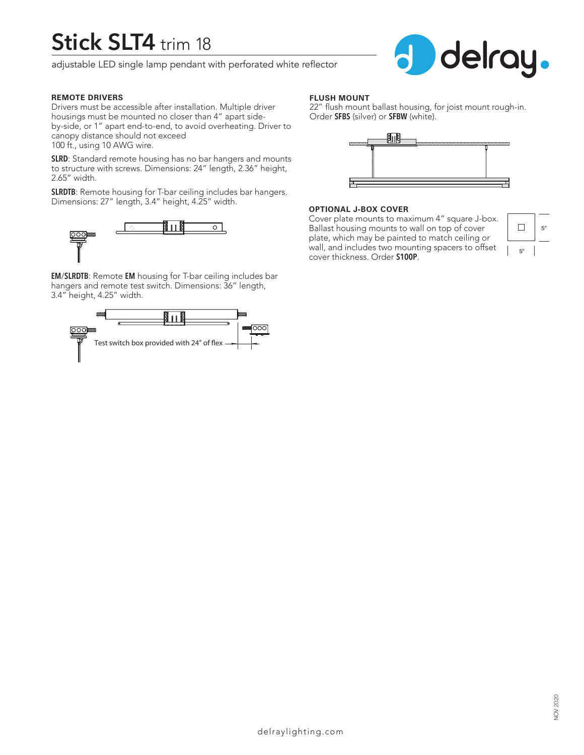# Stick SLT4 trim 18

adjustable LED single lamp pendant with perforated white reflector

### REMOTE DRIVERS

Drivers must be accessible after installation. Multiple driver housings must be mounted no closer than 4" apart side-by-side, or 1" apart end-to-end, to avoid overheating. Driver to canopy distance should not exceed 100 ft., using 10 AWG wire.

**SLRD**: Standard remote housing has no bar hangers and mounts to structure with screws. Dimensions: 24" length, 2.36" height, 2.65" width.

**SLRDTB**: Remote housing for T-bar ceiling includes bar hangers. Dimensions: 27" length, 3.4" height, 4.25" width.

**EM**/**SLRDTB**: Remote **EM** housing for T-bar ceiling includes bar hangers and remote test switch. Dimensions: 36" length, 3.4" height, 4.25" width.

Test switch box provided with 24" of flex

### FLUSH MOUNT

22" flush mount ballast housing, for joist mount rough-in. Order **SFBS** (silver) or **SFBW** (white).

### OPTIONAL J-BOX COVER

Cover plate mounts to maximum 4" square J-box. Ballast housing mounts to wall on top of cover plate, which may be painted to match ceiling or wall, and includes two mounting spacers to offset cover thickness. Order **S100P**.

5"

5"

delraylighting.com

NOV 2020